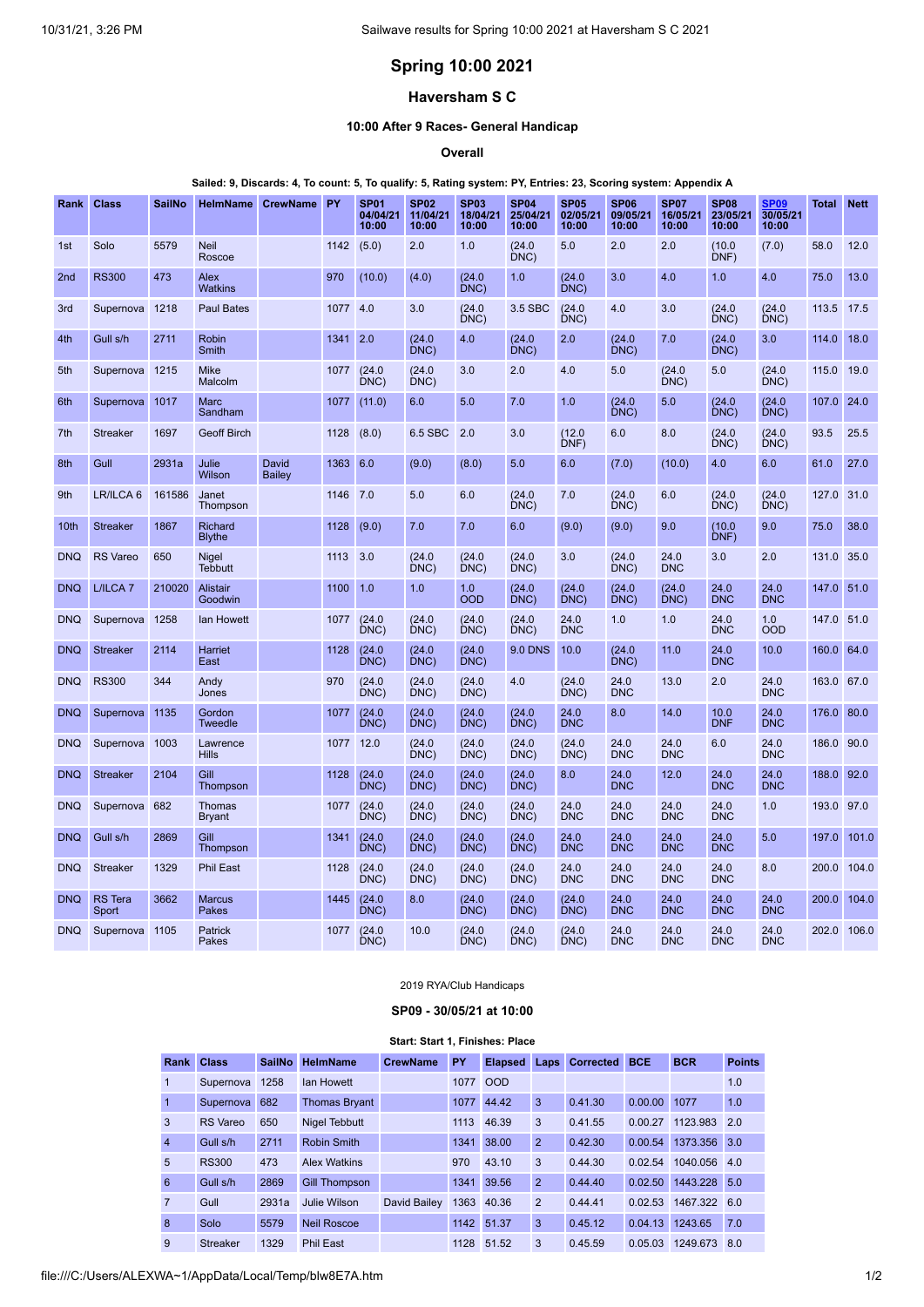# Spring 10:00 2021

## Haversham S C

### 10:00 After 9 Races- General Handicap

#### Overall

**Sailed: 9, Discards: 4, To count: 5, To qualify: 5, Rating system: PY, Entries: 23, Scoring system: Appendix A**

| Rank | Class | SailNo | HelmName | CrewName | PY | SP01 04/04/21 10:00 | SP02 11/04/21 10:00 | SP03 18/04/21 10:00 | SP04 25/04/21 10:00 | SP05 02/05/21 10:00 | SP06 09/05/21 10:00 | SP07 16/05/21 10:00 | SP08 23/05/21 10:00 | SP09 30/05/21 10:00 | Total | Nett |
|---|---|---|---|---|---|---|---|---|---|---|---|---|---|---|---|---|
| 1st | Solo | 5579 | Neil Roscoe | | 1142 | (5.0) | 2.0 | 1.0 | (24.0 DNC) | 5.0 | 2.0 | 2.0 | (10.0 DNF) | (7.0) | 58.0 | 12.0 |
| 2nd | RS300 | 473 | Alex Watkins | | 970 | (10.0) | (4.0) | (24.0 DNC) | 1.0 | (24.0 DNC) | 3.0 | 4.0 | 1.0 | 4.0 | 75.0 | 13.0 |
| 3rd | Supernova | 1218 | Paul Bates | | 1077 | 4.0 | 3.0 | (24.0 DNC) | 3.5 SBC | (24.0 DNC) | 4.0 | 3.0 | (24.0 DNC) | (24.0 DNC) | 113.5 | 17.5 |
| 4th | Gull s/h | 2711 | Robin Smith | | 1341 | 2.0 | (24.0 DNC) | 4.0 | (24.0 DNC) | 2.0 | (24.0 DNC) | 7.0 | (24.0 DNC) | 3.0 | 114.0 | 18.0 |
| 5th | Supernova | 1215 | Mike Malcolm | | 1077 | (24.0 DNC) | (24.0 DNC) | 3.0 | 2.0 | 4.0 | 5.0 | (24.0 DNC) | 5.0 | (24.0 DNC) | 115.0 | 19.0 |
| 6th | Supernova | 1017 | Marc Sandham | | 1077 | (11.0) | 6.0 | 5.0 | 7.0 | 1.0 | (24.0 DNC) | 5.0 | (24.0 DNC) | (24.0 DNC) | 107.0 | 24.0 |
| 7th | Streaker | 1697 | Geoff Birch | | 1128 | (8.0) | 6.5 SBC | 2.0 | 3.0 | (12.0 DNF) | 6.0 | 8.0 | (24.0 DNC) | (24.0 DNC) | 93.5 | 25.5 |
| 8th | Gull | 2931a | Julie Wilson | David Bailey | 1363 | 6.0 | (9.0) | (8.0) | 5.0 | 6.0 | (7.0) | (10.0) | 4.0 | 6.0 | 61.0 | 27.0 |
| 9th | LR/ILCA 6 | 161586 | Janet Thompson | | 1146 | 7.0 | 5.0 | 6.0 | (24.0 DNC) | 7.0 | (24.0 DNC) | 6.0 | (24.0 DNC) | (24.0 DNC) | 127.0 | 31.0 |
| 10th | Streaker | 1867 | Richard Blythe | | 1128 | (9.0) | 7.0 | 7.0 | 6.0 | (9.0) | (9.0) | 9.0 | (10.0 DNF) | 9.0 | 75.0 | 38.0 |
| DNQ | RS Vareo | 650 | Nigel Tebbutt | | 1113 | 3.0 | (24.0 DNC) | (24.0 DNC) | (24.0 DNC) | 3.0 | (24.0 DNC) | 24.0 DNC | 3.0 | 2.0 | 131.0 | 35.0 |
| DNQ | L/ILCA 7 | 210020 | Alistair Goodwin | | 1100 | 1.0 | 1.0 | 1.0 OOD | (24.0 DNC) | (24.0 DNC) | (24.0 DNC) | (24.0 DNC) | 24.0 DNC | 24.0 DNC | 147.0 | 51.0 |
| DNQ | Supernova | 1258 | Ian Howett | | 1077 | (24.0 DNC) | (24.0 DNC) | (24.0 DNC) | (24.0 DNC) | 24.0 DNC | 1.0 | 1.0 | 24.0 DNC | 1.0 OOD | 147.0 | 51.0 |
| DNQ | Streaker | 2114 | Harriet East | | 1128 | (24.0 DNC) | (24.0 DNC) | (24.0 DNC) | 9.0 DNS | 10.0 | (24.0 DNC) | 11.0 | 24.0 DNC | 10.0 | 160.0 | 64.0 |
| DNQ | RS300 | 344 | Andy Jones | | 970 | (24.0 DNC) | (24.0 DNC) | (24.0 DNC) | 4.0 | (24.0 DNC) | 24.0 DNC | 13.0 | 2.0 | 24.0 DNC | 163.0 | 67.0 |
| DNQ | Supernova | 1135 | Gordon Tweedle | | 1077 | (24.0 DNC) | (24.0 DNC) | (24.0 DNC) | (24.0 DNC) | 24.0 DNC | 8.0 | 14.0 | 10.0 DNF | 24.0 DNC | 176.0 | 80.0 |
| DNQ | Supernova | 1003 | Lawrence Hills | | 1077 | 12.0 | (24.0 DNC) | (24.0 DNC) | (24.0 DNC) | (24.0 DNC) | 24.0 DNC | 24.0 DNC | 6.0 | 24.0 DNC | 186.0 | 90.0 |
| DNQ | Streaker | 2104 | Gill Thompson | | 1128 | (24.0 DNC) | (24.0 DNC) | (24.0 DNC) | (24.0 DNC) | 8.0 | 24.0 DNC | 12.0 | 24.0 DNC | 24.0 DNC | 188.0 | 92.0 |
| DNQ | Supernova | 682 | Thomas Bryant | | 1077 | (24.0 DNC) | (24.0 DNC) | (24.0 DNC) | (24.0 DNC) | 24.0 DNC | 24.0 DNC | 24.0 DNC | 24.0 DNC | 1.0 | 193.0 | 97.0 |
| DNQ | Gull s/h | 2869 | Gill Thompson | | 1341 | (24.0 DNC) | (24.0 DNC) | (24.0 DNC) | (24.0 DNC) | 24.0 DNC | 24.0 DNC | 24.0 DNC | 24.0 DNC | 5.0 | 197.0 | 101.0 |
| DNQ | Streaker | 1329 | Phil East | | 1128 | (24.0 DNC) | (24.0 DNC) | (24.0 DNC) | (24.0 DNC) | 24.0 DNC | 24.0 DNC | 24.0 DNC | 24.0 DNC | 8.0 | 200.0 | 104.0 |
| DNQ | RS Tera Sport | 3662 | Marcus Pakes | | 1445 | (24.0 DNC) | 8.0 | (24.0 DNC) | (24.0 DNC) | (24.0 DNC) | 24.0 DNC | 24.0 DNC | 24.0 DNC | 24.0 DNC | 200.0 | 104.0 |
| DNQ | Supernova | 1105 | Patrick Pakes | | 1077 | (24.0 DNC) | 10.0 | (24.0 DNC) | (24.0 DNC) | (24.0 DNC) | 24.0 DNC | 24.0 DNC | 24.0 DNC | 24.0 DNC | 202.0 | 106.0 |

2019 RYA/Club Handicaps

### SP09 - 30/05/21 at 10:00

**Start: Start 1, Finishes: Place**

| Rank | Class | SailNo | HelmName | CrewName | PY | Elapsed | Laps | Corrected | BCE | BCR | Points |
|---|---|---|---|---|---|---|---|---|---|---|---|
| 1 | Supernova | 1258 | Ian Howett | | 1077 | OOD | | | | | 1.0 |
| 1 | Supernova | 682 | Thomas Bryant | | 1077 | 44.42 | 3 | 0.41.30 | 0.00.00 | 1077 | 1.0 |
| 3 | RS Vareo | 650 | Nigel Tebbutt | | 1113 | 46.39 | 3 | 0.41.55 | 0.00.27 | 1123.983 | 2.0 |
| 4 | Gull s/h | 2711 | Robin Smith | | 1341 | 38.00 | 2 | 0.42.30 | 0.00.54 | 1373.356 | 3.0 |
| 5 | RS300 | 473 | Alex Watkins | | 970 | 43.10 | 3 | 0.44.30 | 0.02.54 | 1040.056 | 4.0 |
| 6 | Gull s/h | 2869 | Gill Thompson | | 1341 | 39.56 | 2 | 0.44.40 | 0.02.50 | 1443.228 | 5.0 |
| 7 | Gull | 2931a | Julie Wilson | David Bailey | 1363 | 40.36 | 2 | 0.44.41 | 0.02.53 | 1467.322 | 6.0 |
| 8 | Solo | 5579 | Neil Roscoe | | 1142 | 51.37 | 3 | 0.45.12 | 0.04.13 | 1243.65 | 7.0 |
| 9 | Streaker | 1329 | Phil East | | 1128 | 51.52 | 3 | 0.45.59 | 0.05.03 | 1249.673 | 8.0 |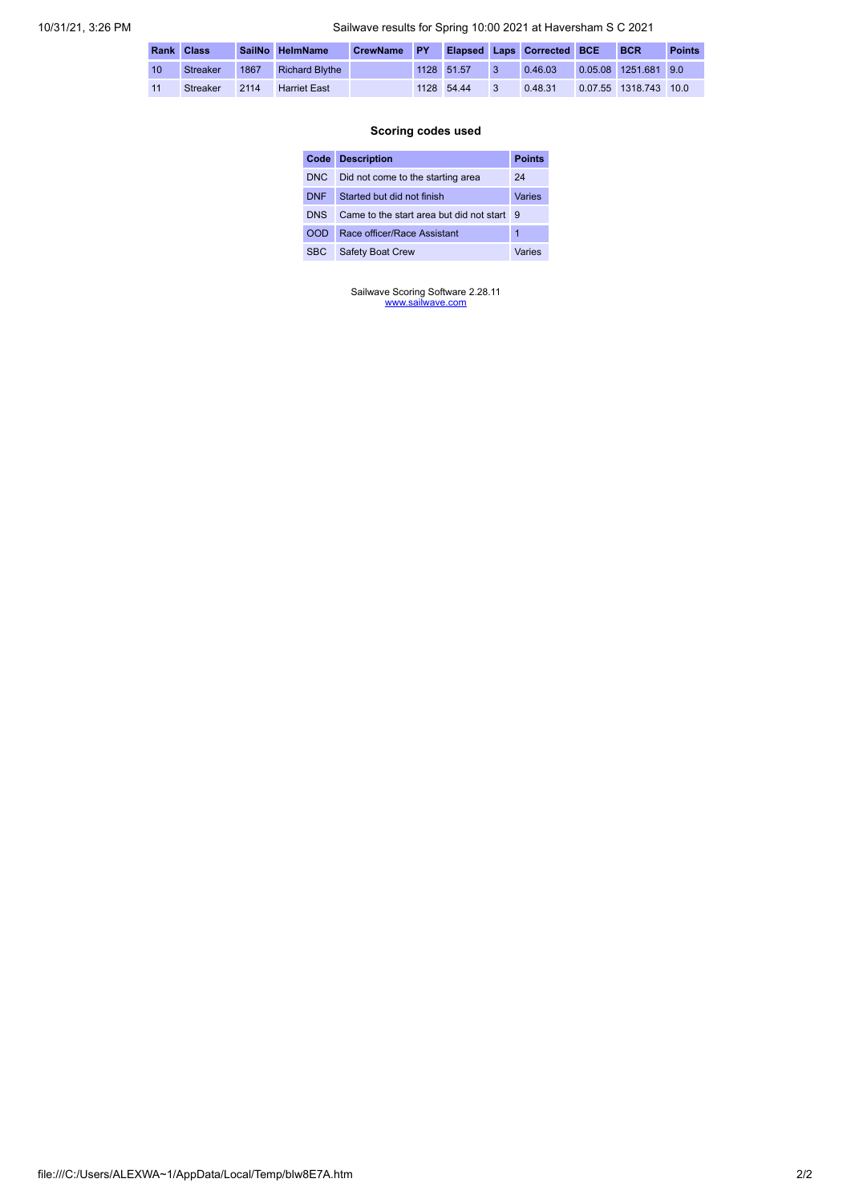| Rank | Class | SailNo | HelmName | CrewName | PY | Elapsed | Laps | Corrected | BCE | BCR | Points |
|---|---|---|---|---|---|---|---|---|---|---|---|
| 10 | Streaker | 1867 | Richard Blythe | | 1128 | 51.57 | 3 | 0.46.03 | 0.05.08 | 1251.681 | 9.0 |
| 11 | Streaker | 2114 | Harriet East | | 1128 | 54.44 | 3 | 0.48.31 | 0.07.55 | 1318.743 | 10.0 |

### Scoring codes used

| Code | Description | Points |
|---|---|---|
| DNC | Did not come to the starting area | 24 |
| DNF | Started but did not finish | Varies |
| DNS | Came to the start area but did not start | 9 |
| OOD | Race officer/Race Assistant | 1 |
| SBC | Safety Boat Crew | Varies |

Sailwave Scoring Software 2.28.11
www.sailwave.com